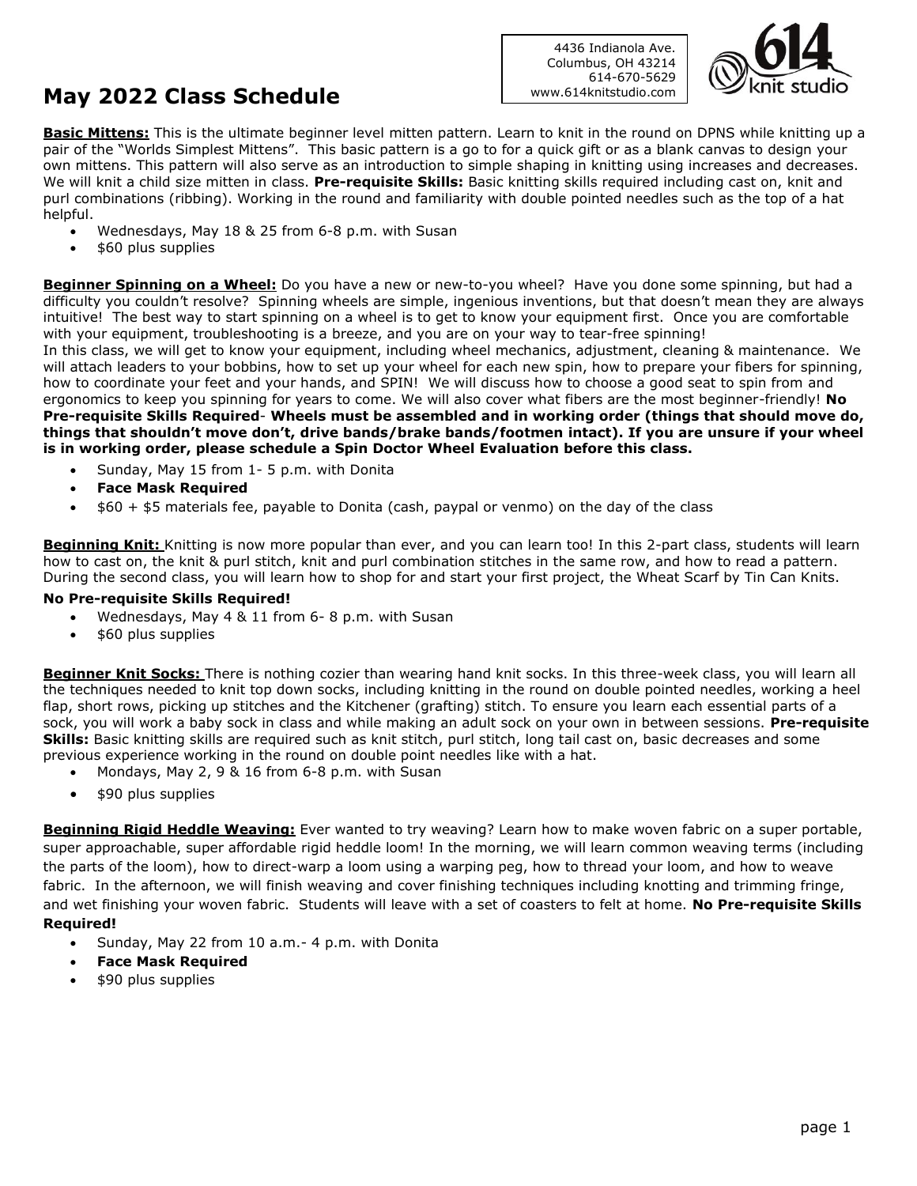# May 2022 Class Schedule

4436 Indianola Ave.
Columbus, OH 43214
614-670-5629
www.614knitstudio.com

614 knit studio

**Basic Mittens:** This is the ultimate beginner level mitten pattern. Learn to knit in the round on DPNS while knitting up a pair of the "Worlds Simplest Mittens". This basic pattern is a go to for a quick gift or as a blank canvas to design your own mittens. This pattern will also serve as an introduction to simple shaping in knitting using increases and decreases. We will knit a child size mitten in class. **Pre-requisite Skills:** Basic knitting skills required including cast on, knit and purl combinations (ribbing). Working in the round and familiarity with double pointed needles such as the top of a hat helpful.

- Wednesdays, May 18 & 25 from 6-8 p.m. with Susan
- $60 plus supplies

**Beginner Spinning on a Wheel:** Do you have a new or new-to-you wheel? Have you done some spinning, but had a difficulty you couldn't resolve? Spinning wheels are simple, ingenious inventions, but that doesn't mean they are always intuitive! The best way to start spinning on a wheel is to get to know your equipment first. Once you are comfortable with your equipment, troubleshooting is a breeze, and you are on your way to tear-free spinning!
In this class, we will get to know your equipment, including wheel mechanics, adjustment, cleaning & maintenance. We will attach leaders to your bobbins, how to set up your wheel for each new spin, how to prepare your fibers for spinning, how to coordinate your feet and your hands, and SPIN! We will discuss how to choose a good seat to spin from and ergonomics to keep you spinning for years to come. We will also cover what fibers are the most beginner-friendly! **No Pre-requisite Skills Required- Wheels must be assembled and in working order (things that should move do, things that shouldn't move don't, drive bands/brake bands/footmen intact). If you are unsure if your wheel is in working order, please schedule a Spin Doctor Wheel Evaluation before this class.**

- Sunday, May 15 from 1- 5 p.m. with Donita
- **Face Mask Required**
- $60 + $5 materials fee, payable to Donita (cash, paypal or venmo) on the day of the class

**Beginning Knit:** Knitting is now more popular than ever, and you can learn too! In this 2-part class, students will learn how to cast on, the knit & purl stitch, knit and purl combination stitches in the same row, and how to read a pattern. During the second class, you will learn how to shop for and start your first project, the Wheat Scarf by Tin Can Knits.

**No Pre-requisite Skills Required!**

- Wednesdays, May 4 & 11 from 6- 8 p.m. with Susan
- $60 plus supplies

**Beginner Knit Socks:** There is nothing cozier than wearing hand knit socks. In this three-week class, you will learn all the techniques needed to knit top down socks, including knitting in the round on double pointed needles, working a heel flap, short rows, picking up stitches and the Kitchener (grafting) stitch. To ensure you learn each essential parts of a sock, you will work a baby sock in class and while making an adult sock on your own in between sessions. **Pre-requisite Skills:** Basic knitting skills are required such as knit stitch, purl stitch, long tail cast on, basic decreases and some previous experience working in the round on double point needles like with a hat.

- Mondays, May 2, 9 & 16 from 6-8 p.m. with Susan
- $90 plus supplies

**Beginning Rigid Heddle Weaving:** Ever wanted to try weaving? Learn how to make woven fabric on a super portable, super approachable, super affordable rigid heddle loom! In the morning, we will learn common weaving terms (including the parts of the loom), how to direct-warp a loom using a warping peg, how to thread your loom, and how to weave fabric. In the afternoon, we will finish weaving and cover finishing techniques including knotting and trimming fringe, and wet finishing your woven fabric. Students will leave with a set of coasters to felt at home. **No Pre-requisite Skills Required!**

- Sunday, May 22 from 10 a.m.- 4 p.m. with Donita
- **Face Mask Required**
- $90 plus supplies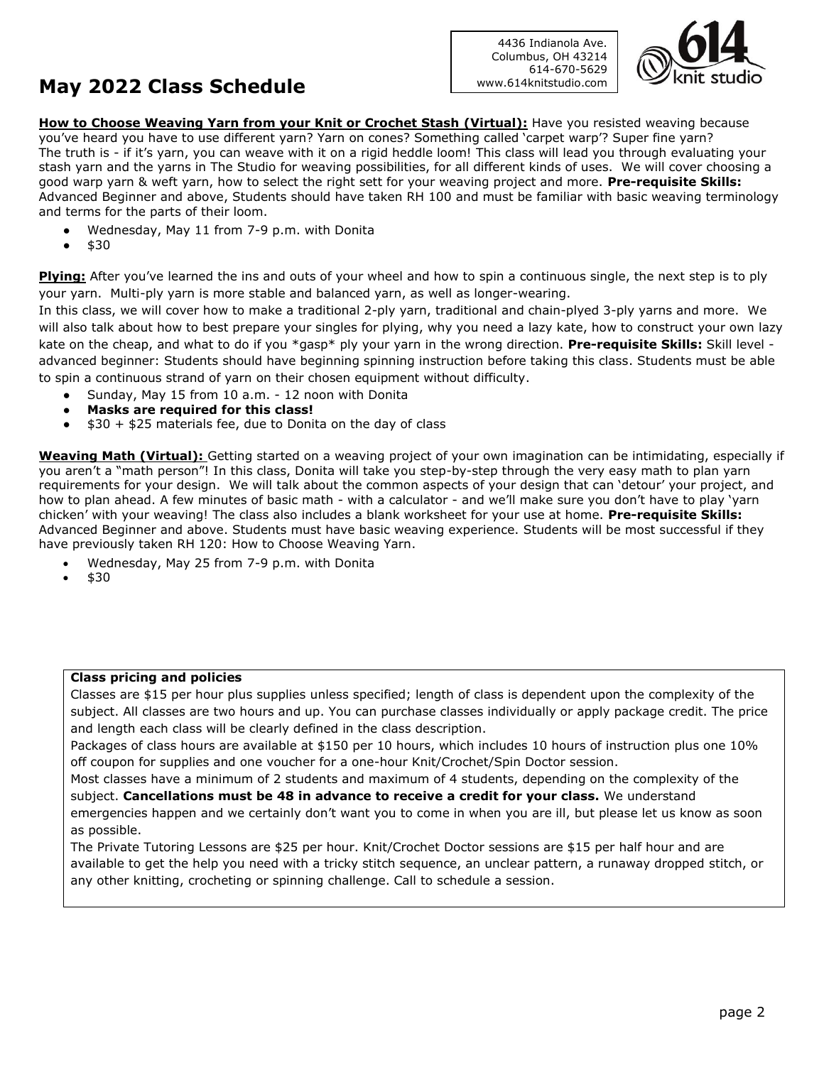# May 2022 Class Schedule

4436 Indianola Ave.
Columbus, OH 43214
614-670-5629
www.614knitstudio.com

**How to Choose Weaving Yarn from your Knit or Crochet Stash (Virtual):** Have you resisted weaving because you've heard you have to use different yarn? Yarn on cones? Something called 'carpet warp'? Super fine yarn? The truth is - if it's yarn, you can weave with it on a rigid heddle loom! This class will lead you through evaluating your stash yarn and the yarns in The Studio for weaving possibilities, for all different kinds of uses. We will cover choosing a good warp yarn & weft yarn, how to select the right sett for your weaving project and more. **Pre-requisite Skills:** Advanced Beginner and above, Students should have taken RH 100 and must be familiar with basic weaving terminology and terms for the parts of their loom.

- Wednesday, May 11 from 7-9 p.m. with Donita
- $30

**Plying:** After you've learned the ins and outs of your wheel and how to spin a continuous single, the next step is to ply your yarn. Multi-ply yarn is more stable and balanced yarn, as well as longer-wearing.
In this class, we will cover how to make a traditional 2-ply yarn, traditional and chain-plyed 3-ply yarns and more. We will also talk about how to best prepare your singles for plying, why you need a lazy kate, how to construct your own lazy kate on the cheap, and what to do if you *gasp* ply your yarn in the wrong direction. **Pre-requisite Skills:** Skill level - advanced beginner: Students should have beginning spinning instruction before taking this class. Students must be able to spin a continuous strand of yarn on their chosen equipment without difficulty.

- Sunday, May 15 from 10 a.m. - 12 noon with Donita
- **Masks are required for this class!**
- $30 + $25 materials fee, due to Donita on the day of class

**Weaving Math (Virtual):** Getting started on a weaving project of your own imagination can be intimidating, especially if you aren't a "math person"! In this class, Donita will take you step-by-step through the very easy math to plan yarn requirements for your design. We will talk about the common aspects of your design that can 'detour' your project, and how to plan ahead. A few minutes of basic math - with a calculator - and we'll make sure you don't have to play 'yarn chicken' with your weaving! The class also includes a blank worksheet for your use at home. **Pre-requisite Skills:** Advanced Beginner and above. Students must have basic weaving experience. Students will be most successful if they have previously taken RH 120: How to Choose Weaving Yarn.

- Wednesday, May 25 from 7-9 p.m. with Donita
- $30

**Class pricing and policies**

Classes are $15 per hour plus supplies unless specified; length of class is dependent upon the complexity of the subject. All classes are two hours and up. You can purchase classes individually or apply package credit. The price and length each class will be clearly defined in the class description.

Packages of class hours are available at $150 per 10 hours, which includes 10 hours of instruction plus one 10% off coupon for supplies and one voucher for a one-hour Knit/Crochet/Spin Doctor session.

Most classes have a minimum of 2 students and maximum of 4 students, depending on the complexity of the subject. **Cancellations must be 48 in advance to receive a credit for your class.** We understand emergencies happen and we certainly don't want you to come in when you are ill, but please let us know as soon as possible.

The Private Tutoring Lessons are $25 per hour. Knit/Crochet Doctor sessions are $15 per half hour and are available to get the help you need with a tricky stitch sequence, an unclear pattern, a runaway dropped stitch, or any other knitting, crocheting or spinning challenge. Call to schedule a session.